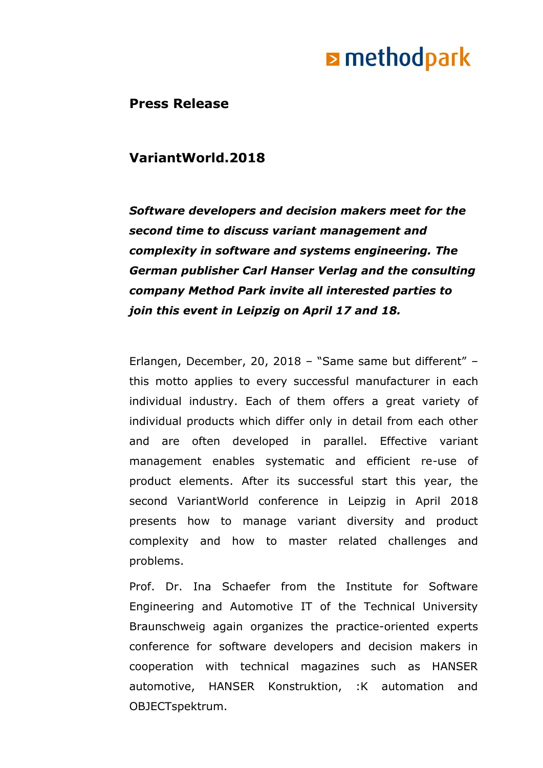methodpark

**Press Release**

# VariantWorld.2018

***Software developers and decision makers meet for the second time to discuss variant management and complexity in software and systems engineering. The German publisher Carl Hanser Verlag and the consulting company Method Park invite all interested parties to join this event in Leipzig on April 17 and 18.***

Erlangen, December, 20, 2018 – "Same same but different" – this motto applies to every successful manufacturer in each individual industry. Each of them offers a great variety of individual products which differ only in detail from each other and are often developed in parallel. Effective variant management enables systematic and efficient re-use of product elements. After its successful start this year, the second VariantWorld conference in Leipzig in April 2018 presents how to manage variant diversity and product complexity and how to master related challenges and problems.

Prof. Dr. Ina Schaefer from the Institute for Software Engineering and Automotive IT of the Technical University Braunschweig again organizes the practice-oriented experts conference for software developers and decision makers in cooperation with technical magazines such as HANSER automotive, HANSER Konstruktion, :K automation and OBJECTspektrum.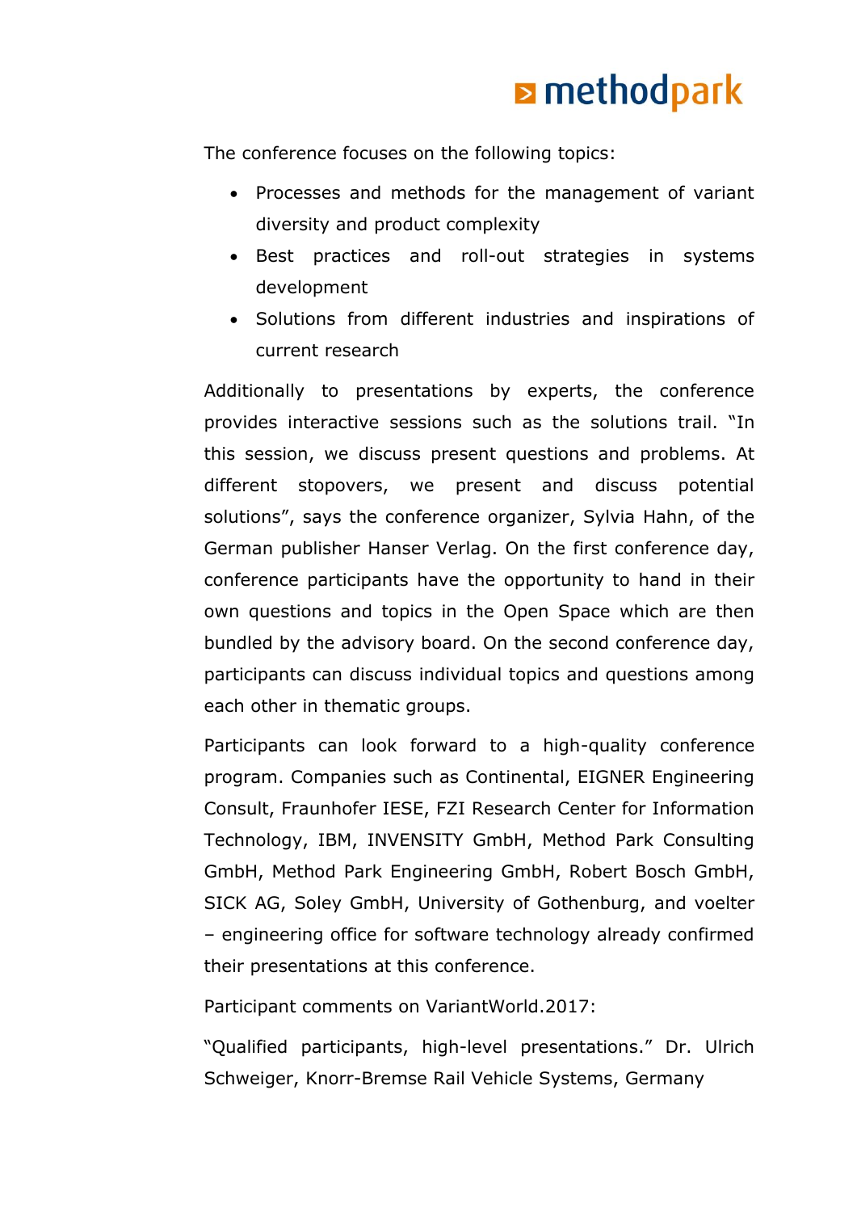The conference focuses on the following topics:

- Processes and methods for the management of variant diversity and product complexity
- Best practices and roll-out strategies in systems development
- Solutions from different industries and inspirations of current research

Additionally to presentations by experts, the conference provides interactive sessions such as the solutions trail. "In this session, we discuss present questions and problems. At different stopovers, we present and discuss potential solutions", says the conference organizer, Sylvia Hahn, of the German publisher Hanser Verlag. On the first conference day, conference participants have the opportunity to hand in their own questions and topics in the Open Space which are then bundled by the advisory board. On the second conference day, participants can discuss individual topics and questions among each other in thematic groups.

Participants can look forward to a high-quality conference program. Companies such as Continental, EIGNER Engineering Consult, Fraunhofer IESE, FZI Research Center for Information Technology, IBM, INVENSITY GmbH, Method Park Consulting GmbH, Method Park Engineering GmbH, Robert Bosch GmbH, SICK AG, Soley GmbH, University of Gothenburg, and voelter – engineering office for software technology already confirmed their presentations at this conference.

Participant comments on VariantWorld.2017:

"Qualified participants, high-level presentations." Dr. Ulrich Schweiger, Knorr-Bremse Rail Vehicle Systems, Germany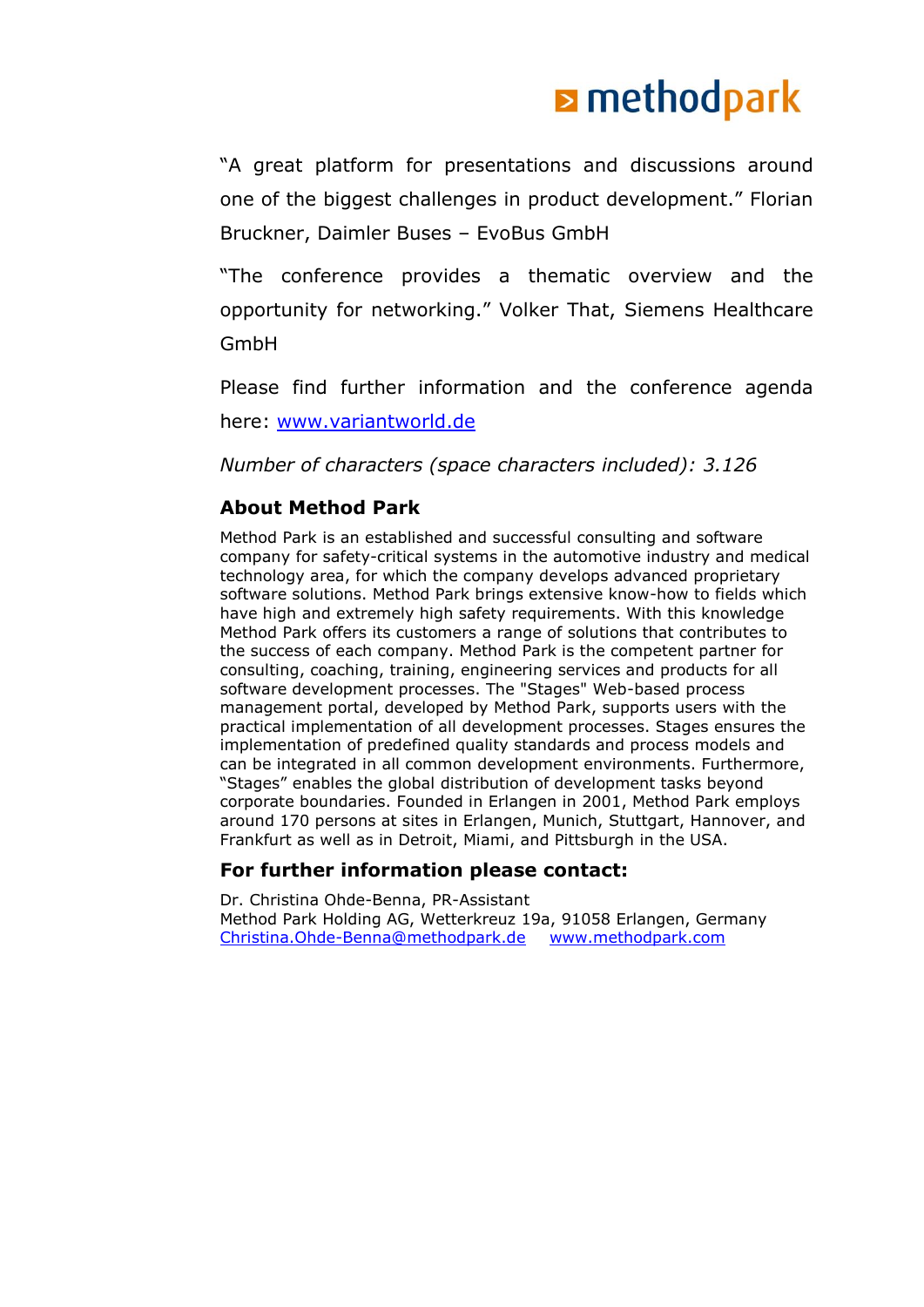"A great platform for presentations and discussions around one of the biggest challenges in product development." Florian Bruckner, Daimler Buses – EvoBus GmbH

"The conference provides a thematic overview and the opportunity for networking." Volker That, Siemens Healthcare GmbH

Please find further information and the conference agenda here: [www.variantworld.de](http://www.variantworld.de)

*Number of characters (space characters included): 3.126*

### About Method Park

Method Park is an established and successful consulting and software company for safety-critical systems in the automotive industry and medical technology area, for which the company develops advanced proprietary software solutions. Method Park brings extensive know-how to fields which have high and extremely high safety requirements. With this knowledge Method Park offers its customers a range of solutions that contributes to the success of each company. Method Park is the competent partner for consulting, coaching, training, engineering services and products for all software development processes. The "Stages" Web-based process management portal, developed by Method Park, supports users with the practical implementation of all development processes. Stages ensures the implementation of predefined quality standards and process models and can be integrated in all common development environments. Furthermore, "Stages" enables the global distribution of development tasks beyond corporate boundaries. Founded in Erlangen in 2001, Method Park employs around 170 persons at sites in Erlangen, Munich, Stuttgart, Hannover, and Frankfurt as well as in Detroit, Miami, and Pittsburgh in the USA.

### For further information please contact:

Dr. Christina Ohde-Benna, PR-Assistant
Method Park Holding AG, Wetterkreuz 19a, 91058 Erlangen, Germany
[Christina.Ohde-Benna@methodpark.de](mailto:Christina.Ohde-Benna@methodpark.de) [www.methodpark.com](http://www.methodpark.com)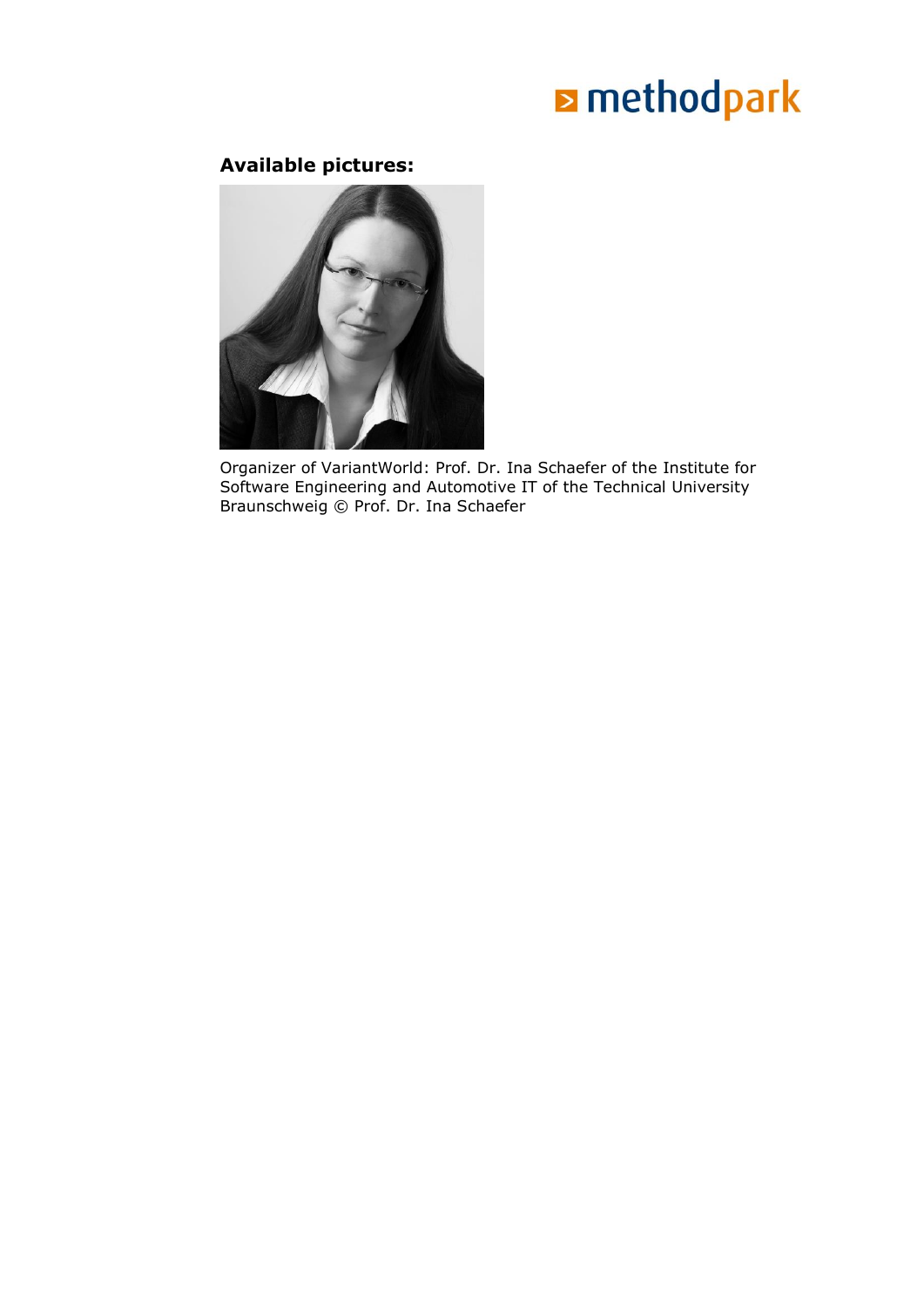**Available pictures:**

Organizer of VariantWorld: Prof. Dr. Ina Schaefer of the Institute for Software Engineering and Automotive IT of the Technical University Braunschweig © Prof. Dr. Ina Schaefer